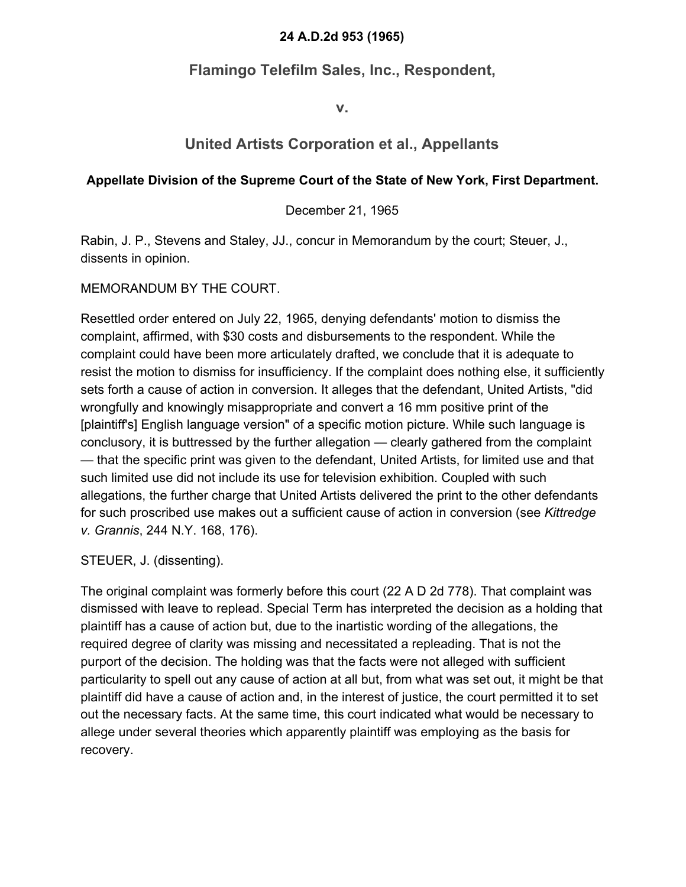**24 A.D.2d 953 (1965)**

## Flamingo Telefilm Sales, Inc., Respondent,

**v.**

## United Artists Corporation et al., Appellants

**Appellate Division of the Supreme Court of the State of New York, First Department.**

December 21, 1965

Rabin, J. P., Stevens and Staley, JJ., concur in Memorandum by the court; Steuer, J., dissents in opinion.

MEMORANDUM BY THE COURT.

Resettled order entered on July 22, 1965, denying defendants' motion to dismiss the complaint, affirmed, with $30 costs and disbursements to the respondent. While the complaint could have been more articulately drafted, we conclude that it is adequate to resist the motion to dismiss for insufficiency. If the complaint does nothing else, it sufficiently sets forth a cause of action in conversion. It alleges that the defendant, United Artists, "did wrongfully and knowingly misappropriate and convert a 16 mm positive print of the [plaintiff's] English language version" of a specific motion picture. While such language is conclusory, it is buttressed by the further allegation — clearly gathered from the complaint — that the specific print was given to the defendant, United Artists, for limited use and that such limited use did not include its use for television exhibition. Coupled with such allegations, the further charge that United Artists delivered the print to the other defendants for such proscribed use makes out a sufficient cause of action in conversion (see *Kittredge v. Grannis*, 244 N.Y. 168, 176).

STEUER, J. (dissenting).

The original complaint was formerly before this court (22 A D 2d 778). That complaint was dismissed with leave to replead. Special Term has interpreted the decision as a holding that plaintiff has a cause of action but, due to the inartistic wording of the allegations, the required degree of clarity was missing and necessitated a repleading. That is not the purport of the decision. The holding was that the facts were not alleged with sufficient particularity to spell out any cause of action at all but, from what was set out, it might be that plaintiff did have a cause of action and, in the interest of justice, the court permitted it to set out the necessary facts. At the same time, this court indicated what would be necessary to allege under several theories which apparently plaintiff was employing as the basis for recovery.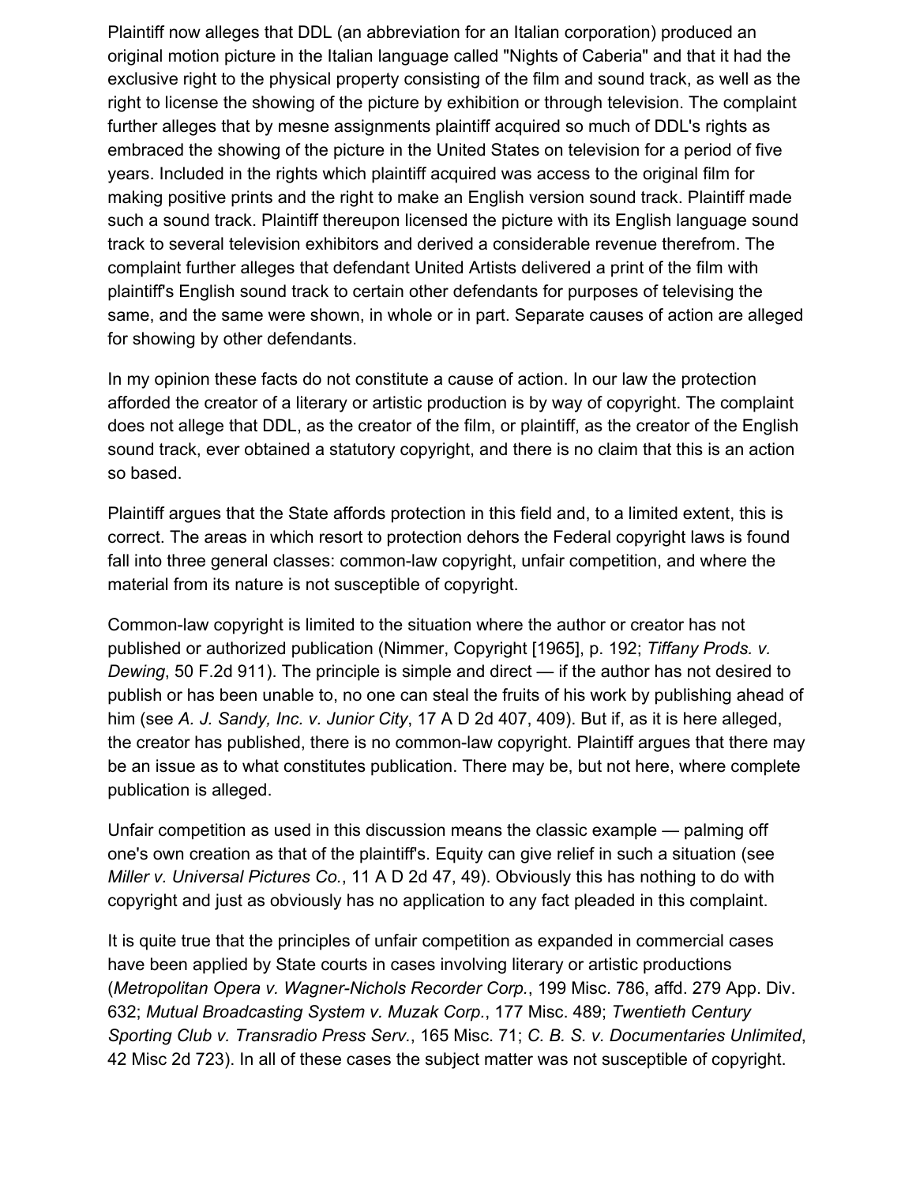Plaintiff now alleges that DDL (an abbreviation for an Italian corporation) produced an original motion picture in the Italian language called "Nights of Caberia" and that it had the exclusive right to the physical property consisting of the film and sound track, as well as the right to license the showing of the picture by exhibition or through television. The complaint further alleges that by mesne assignments plaintiff acquired so much of DDL's rights as embraced the showing of the picture in the United States on television for a period of five years. Included in the rights which plaintiff acquired was access to the original film for making positive prints and the right to make an English version sound track. Plaintiff made such a sound track. Plaintiff thereupon licensed the picture with its English language sound track to several television exhibitors and derived a considerable revenue therefrom. The complaint further alleges that defendant United Artists delivered a print of the film with plaintiff's English sound track to certain other defendants for purposes of televising the same, and the same were shown, in whole or in part. Separate causes of action are alleged for showing by other defendants.

In my opinion these facts do not constitute a cause of action. In our law the protection afforded the creator of a literary or artistic production is by way of copyright. The complaint does not allege that DDL, as the creator of the film, or plaintiff, as the creator of the English sound track, ever obtained a statutory copyright, and there is no claim that this is an action so based.

Plaintiff argues that the State affords protection in this field and, to a limited extent, this is correct. The areas in which resort to protection dehors the Federal copyright laws is found fall into three general classes: common-law copyright, unfair competition, and where the material from its nature is not susceptible of copyright.

Common-law copyright is limited to the situation where the author or creator has not published or authorized publication (Nimmer, Copyright [1965], p. 192; *Tiffany Prods. v. Dewing*, 50 F.2d 911). The principle is simple and direct — if the author has not desired to publish or has been unable to, no one can steal the fruits of his work by publishing ahead of him (see *A. J. Sandy, Inc. v. Junior City*, 17 A D 2d 407, 409). But if, as it is here alleged, the creator has published, there is no common-law copyright. Plaintiff argues that there may be an issue as to what constitutes publication. There may be, but not here, where complete publication is alleged.

Unfair competition as used in this discussion means the classic example — palming off one's own creation as that of the plaintiff's. Equity can give relief in such a situation (see *Miller v. Universal Pictures Co.*, 11 A D 2d 47, 49). Obviously this has nothing to do with copyright and just as obviously has no application to any fact pleaded in this complaint.

It is quite true that the principles of unfair competition as expanded in commercial cases have been applied by State courts in cases involving literary or artistic productions (*Metropolitan Opera v. Wagner-Nichols Recorder Corp.*, 199 Misc. 786, affd. 279 App. Div. 632; *Mutual Broadcasting System v. Muzak Corp.*, 177 Misc. 489; *Twentieth Century Sporting Club v. Transradio Press Serv.*, 165 Misc. 71; *C. B. S. v. Documentaries Unlimited*, 42 Misc 2d 723). In all of these cases the subject matter was not susceptible of copyright.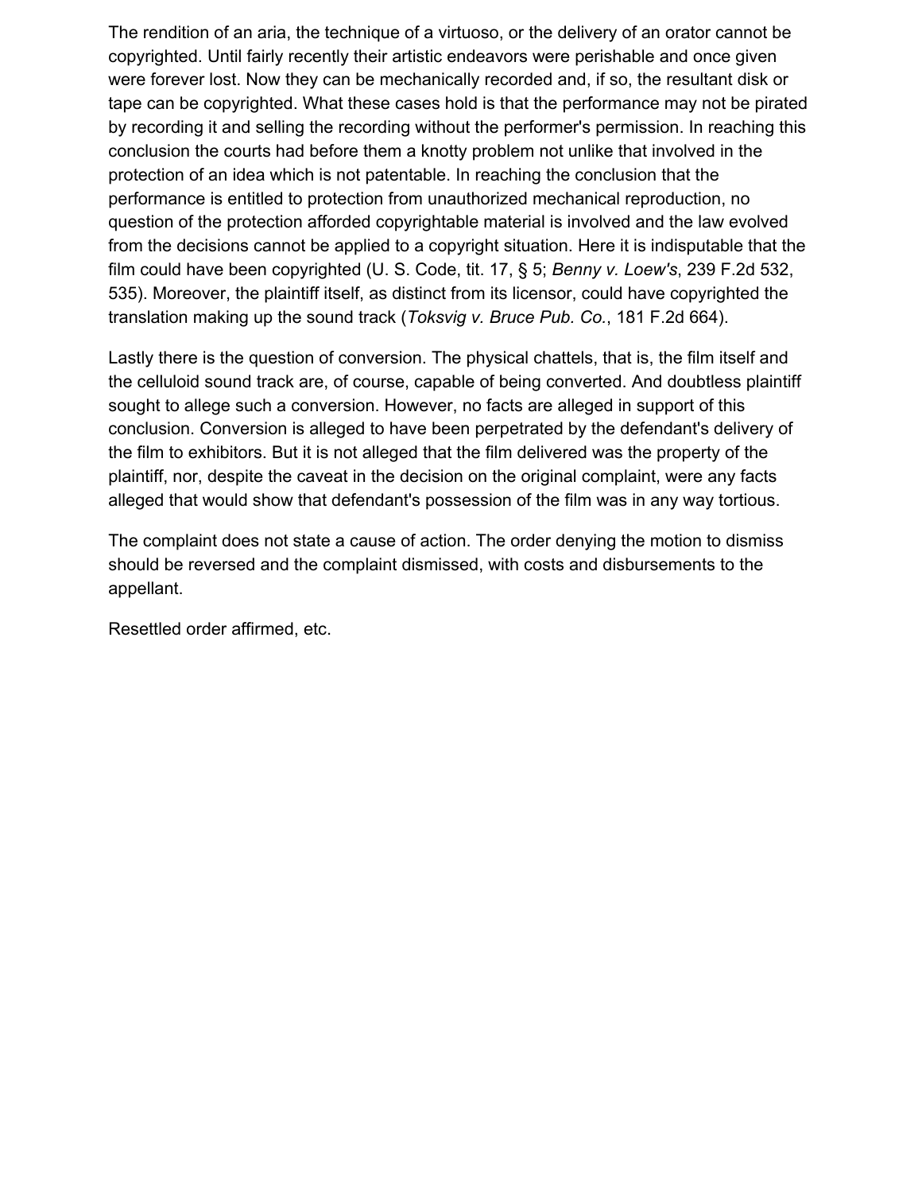The rendition of an aria, the technique of a virtuoso, or the delivery of an orator cannot be copyrighted. Until fairly recently their artistic endeavors were perishable and once given were forever lost. Now they can be mechanically recorded and, if so, the resultant disk or tape can be copyrighted. What these cases hold is that the performance may not be pirated by recording it and selling the recording without the performer's permission. In reaching this conclusion the courts had before them a knotty problem not unlike that involved in the protection of an idea which is not patentable. In reaching the conclusion that the performance is entitled to protection from unauthorized mechanical reproduction, no question of the protection afforded copyrightable material is involved and the law evolved from the decisions cannot be applied to a copyright situation. Here it is indisputable that the film could have been copyrighted (U. S. Code, tit. 17, § 5; *Benny v. Loew's*, 239 F.2d 532, 535). Moreover, the plaintiff itself, as distinct from its licensor, could have copyrighted the translation making up the sound track (*Toksvig v. Bruce Pub. Co.*, 181 F.2d 664).

Lastly there is the question of conversion. The physical chattels, that is, the film itself and the celluloid sound track are, of course, capable of being converted. And doubtless plaintiff sought to allege such a conversion. However, no facts are alleged in support of this conclusion. Conversion is alleged to have been perpetrated by the defendant's delivery of the film to exhibitors. But it is not alleged that the film delivered was the property of the plaintiff, nor, despite the caveat in the decision on the original complaint, were any facts alleged that would show that defendant's possession of the film was in any way tortious.

The complaint does not state a cause of action. The order denying the motion to dismiss should be reversed and the complaint dismissed, with costs and disbursements to the appellant.

Resettled order affirmed, etc.